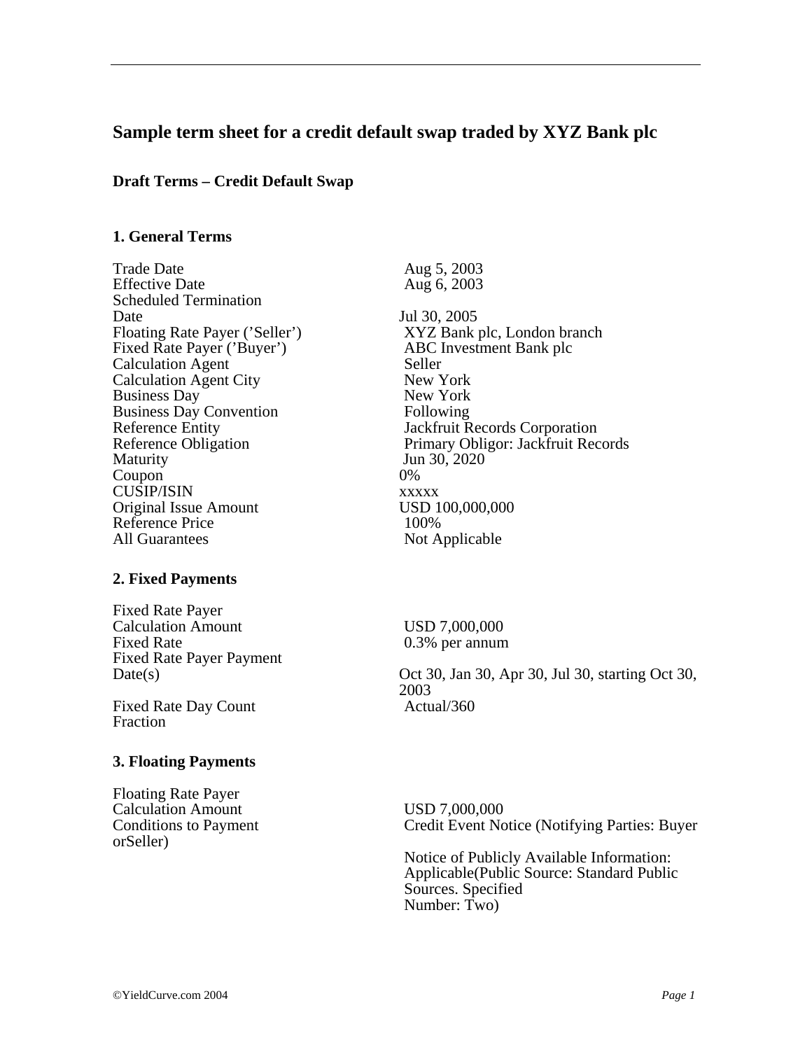## Sample term sheet for a credit default swap traded by XYZ Bank plc

### Draft Terms – Credit Default Swap

### 1. General Terms

| | |
|---|---|
| Trade Date | Aug 5, 2003 |
| Effective Date | Aug 6, 2003 |
| Scheduled Termination Date | Jul 30, 2005 |
| Floating Rate Payer ('Seller') | XYZ Bank plc, London branch |
| Fixed Rate Payer ('Buyer') | ABC Investment Bank plc |
| Calculation Agent | Seller |
| Calculation Agent City | New York |
| Business Day | New York |
| Business Day Convention | Following |
| Reference Entity | Jackfruit Records Corporation |
| Reference Obligation | Primary Obligor: Jackfruit Records |
| Maturity | Jun 30, 2020 |
| Coupon | 0% |
| CUSIP/ISIN | xxxxx |
| Original Issue Amount | USD 100,000,000 |
| Reference Price | 100% |
| All Guarantees | Not Applicable |

### 2. Fixed Payments

| | |
|---|---|
| Fixed Rate Payer Calculation Amount | USD 7,000,000 |
| Fixed Rate | 0.3% per annum |
| Fixed Rate Payer Payment Date(s) | Oct 30, Jan 30, Apr 30, Jul 30, starting Oct 30, 2003 |
| Fixed Rate Day Count Fraction | Actual/360 |

### 3. Floating Payments

| | |
|---|---|
| Floating Rate Payer Calculation Amount | USD 7,000,000 |
| Conditions to Payment | Credit Event Notice (Notifying Parties: Buyer orSeller)<br><br>Notice of Publicly Available Information: Applicable(Public Source: Standard Public Sources. Specified Number: Two) |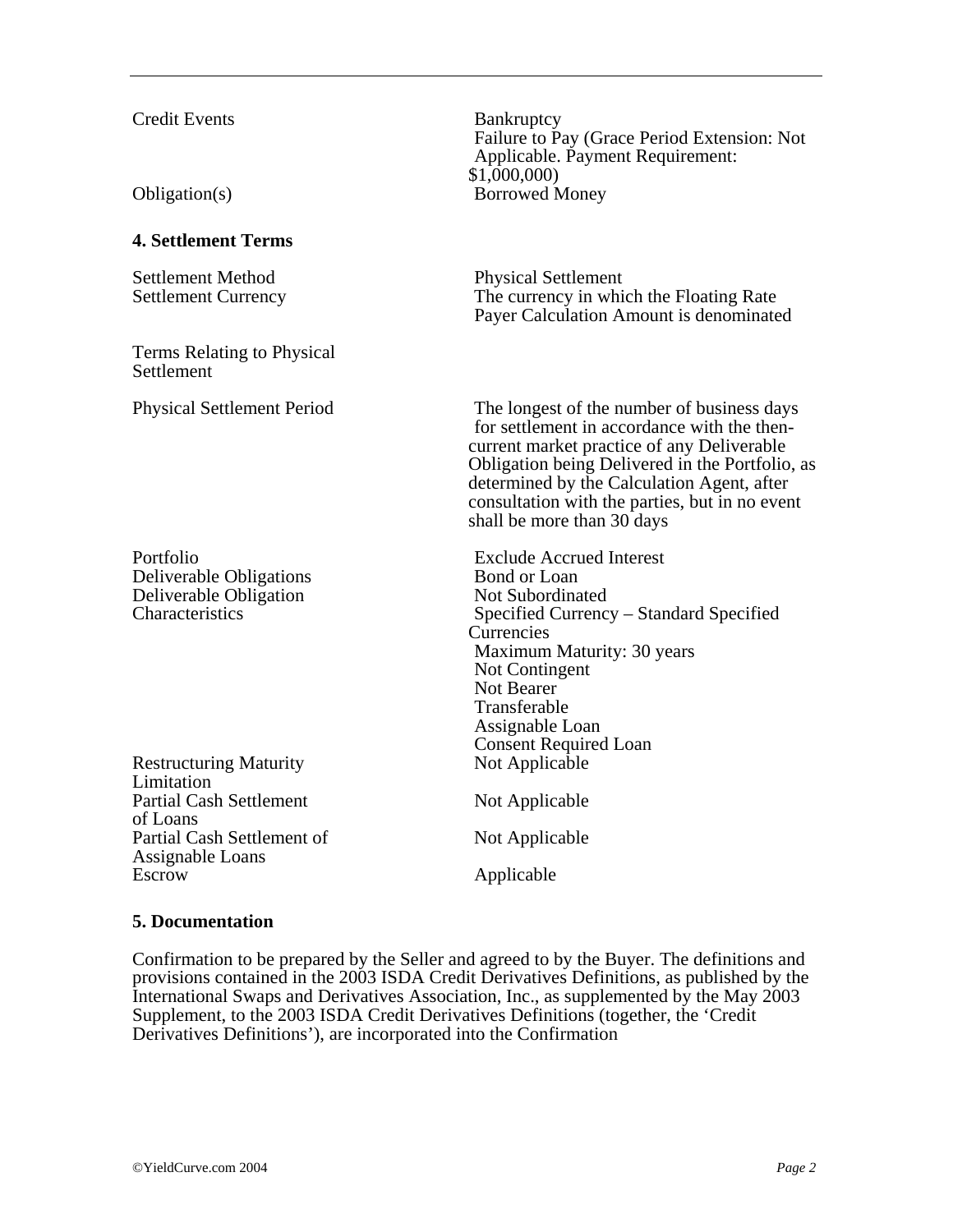| | |
|---|---|
| Credit Events | Bankruptcy<br>Failure to Pay (Grace Period Extension: Not Applicable. Payment Requirement: $1,000,000) |
| Obligation(s) | Borrowed Money |

**4. Settlement Terms**

| | |
|---|---|
| Settlement Method | Physical Settlement |
| Settlement Currency | The currency in which the Floating Rate Payer Calculation Amount is denominated |
| Terms Relating to Physical Settlement | |
| Physical Settlement Period | The longest of the number of business days for settlement in accordance with the then-current market practice of any Deliverable Obligation being Delivered in the Portfolio, as determined by the Calculation Agent, after consultation with the parties, but in no event shall be more than 30 days |
| Portfolio | Exclude Accrued Interest |
| Deliverable Obligations | Bond or Loan |
| Deliverable Obligation Characteristics | Not Subordinated<br>Specified Currency – Standard Specified Currencies<br>Maximum Maturity: 30 years<br>Not Contingent<br>Not Bearer<br>Transferable<br>Assignable Loan<br>Consent Required Loan |
| Restructuring Maturity Limitation | Not Applicable |
| Partial Cash Settlement of Loans | Not Applicable |
| Partial Cash Settlement of Assignable Loans | Not Applicable |
| Escrow | Applicable |

**5. Documentation**

Confirmation to be prepared by the Seller and agreed to by the Buyer. The definitions and provisions contained in the 2003 ISDA Credit Derivatives Definitions, as published by the International Swaps and Derivatives Association, Inc., as supplemented by the May 2003 Supplement, to the 2003 ISDA Credit Derivatives Definitions (together, the 'Credit Derivatives Definitions'), are incorporated into the Confirmation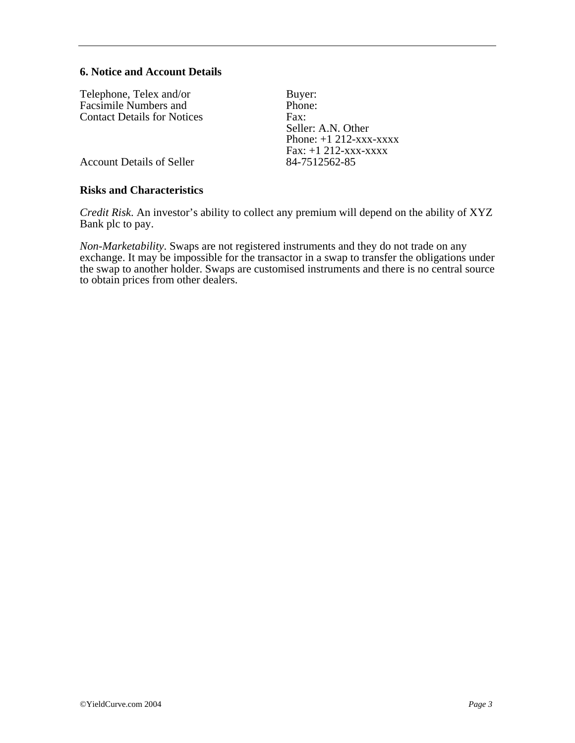### 6. Notice and Account Details

| | |
|---|---|
| Telephone, Telex and/or Facsimile Numbers and Contact Details for Notices | Buyer:<br>Phone:<br>Fax:<br>Seller: A.N. Other<br>Phone: +1 212-xxx-xxxx<br>Fax: +1 212-xxx-xxxx |
| Account Details of Seller | 84-7512562-85 |

### Risks and Characteristics

*Credit Risk*. An investor's ability to collect any premium will depend on the ability of XYZ Bank plc to pay.

*Non-Marketability*. Swaps are not registered instruments and they do not trade on any exchange. It may be impossible for the transactor in a swap to transfer the obligations under the swap to another holder. Swaps are customised instruments and there is no central source to obtain prices from other dealers.